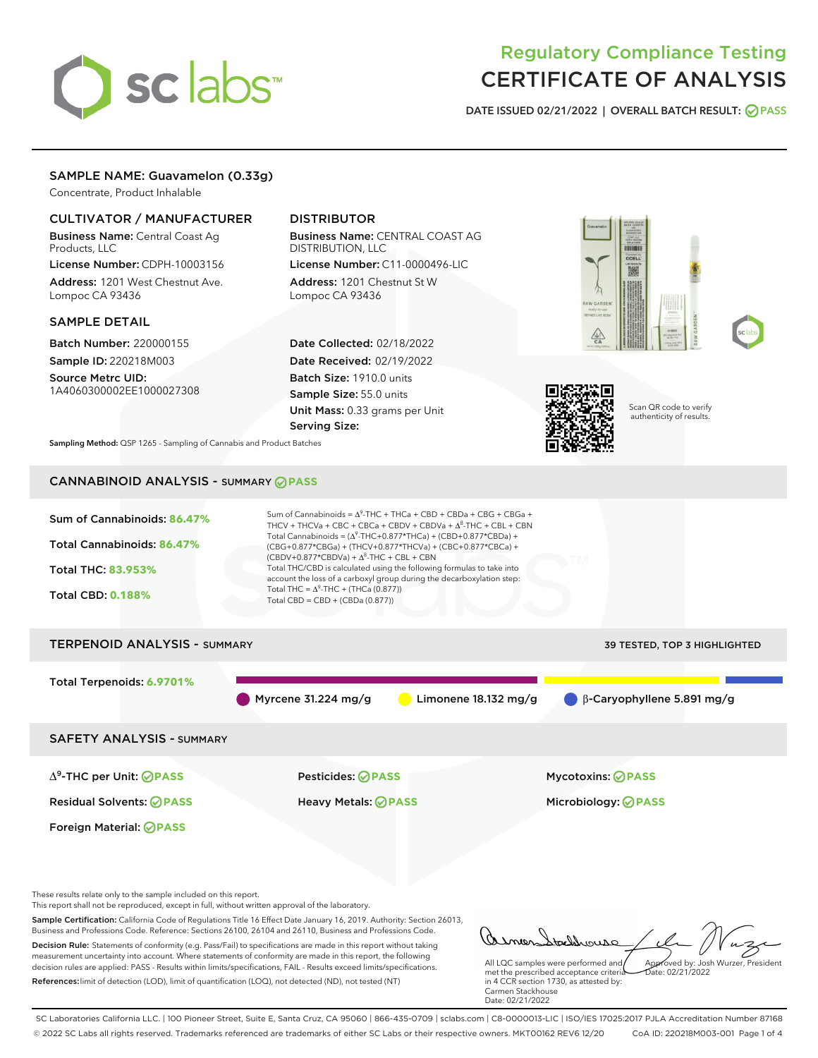# Regulatory Compliance Testing
# CERTIFICATE OF ANALYSIS

DATE ISSUED 02/21/2022 | OVERALL BATCH RESULT: PASS

## SAMPLE NAME: Guavamelon (0.33g)

Concentrate, Product Inhalable

### CULTIVATOR / MANUFACTURER

**Business Name:** Central Coast Ag Products, LLC
**License Number:** CDPH-10003156
**Address:** 1201 West Chestnut Ave. Lompoc CA 93436

### DISTRIBUTOR

**Business Name:** CENTRAL COAST AG DISTRIBUTION, LLC
**License Number:** C11-0000496-LIC
**Address:** 1201 Chestnut St W Lompoc CA 93436

### SAMPLE DETAIL

**Batch Number:** 220000155
**Sample ID:** 220218M003
**Source Metrc UID:** 1A4060300002EE1000027308

**Date Collected:** 02/18/2022
**Date Received:** 02/19/2022
**Batch Size:** 1910.0 units
**Sample Size:** 55.0 units
**Unit Mass:** 0.33 grams per Unit
**Serving Size:**

Scan QR code to verify authenticity of results.

**Sampling Method:** QSP 1265 - Sampling of Cannabis and Product Batches

## CANNABINOID ANALYSIS - SUMMARY PASS

**Sum of Cannabinoids:** 86.47%
**Total Cannabinoids:** 86.47%
**Total THC:** 83.953%
**Total CBD:** 0.188%

Sum of Cannabinoids = $\Delta^9$-THC + THCa + CBD + CBDa + CBG + CBGa + THCV + THCVa + CBC + CBCa + CBDV + CBDVa + $\Delta^8$-THC + CBL + CBN
Total Cannabinoids = ($\Delta^9$-THC+0.877*THCa) + (CBD+0.877*CBDa) + (CBG+0.877*CBGa) + (THCV+0.877*THCVa) + (CBC+0.877*CBCa) + (CBDV+0.877*CBDVa) + $\Delta^8$-THC + CBL + CBN
Total THC/CBD is calculated using the following formulas to take into account the loss of a carboxyl group during the decarboxylation step:
Total THC = $\Delta^9$-THC + (THCa (0.877))
Total CBD = CBD + (CBDa (0.877))

## TERPENOID ANALYSIS - SUMMARY

39 TESTED, TOP 3 HIGHLIGHTED

**Total Terpenoids:** 6.9701%

Myrcene 31.224 mg/g | Limonene 18.132 mg/g | β-Caryophyllene 5.891 mg/g

## SAFETY ANALYSIS - SUMMARY

$\Delta^9$-THC per Unit: PASS
Pesticides: PASS
Mycotoxins: PASS
Residual Solvents: PASS
Heavy Metals: PASS
Microbiology: PASS
Foreign Material: PASS

These results relate only to the sample included on this report.
This report shall not be reproduced, except in full, without written approval of the laboratory.

**Sample Certification:** California Code of Regulations Title 16 Effect Date January 16, 2019. Authority: Section 26013, Business and Professions Code. Reference: Sections 26100, 26104 and 26110, Business and Professions Code.

**Decision Rule:** Statements of conformity (e.g. Pass/Fail) to specifications are made in this report without taking measurement uncertainty into account. Where statements of conformity are made in this report, the following decision rules are applied: PASS - Results within limits/specifications, FAIL - Results exceed limits/specifications.

**References:** limit of detection (LOD), limit of quantification (LOQ), not detected (ND), not tested (NT)

All LQC samples were performed and met the prescribed acceptance criteria in 4 CCR section 1730, as attested by: Carmen Stackhouse
Date: 02/21/2022

Approved by: Josh Wurzer, President
Date: 02/21/2022

SC Laboratories California LLC. | 100 Pioneer Street, Suite E, Santa Cruz, CA 95060 | 866-435-0709 | sclabs.com | C8-0000013-LIC | ISO/IES 17025:2017 PJLA Accreditation Number 87168
© 2022 SC Labs all rights reserved. Trademarks referenced are trademarks of either SC Labs or their respective owners. MKT00162 REV6 12/20 CoA ID: 220218M003-001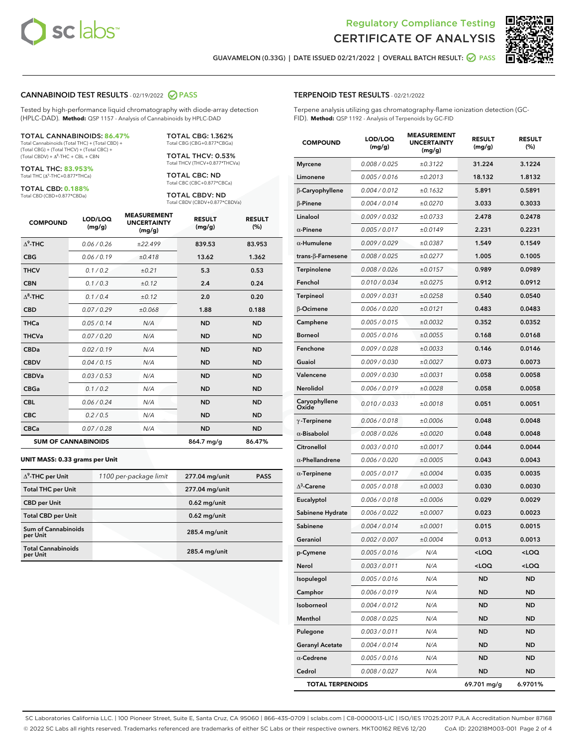Regulatory Compliance Testing
CERTIFICATE OF ANALYSIS

GUAVAMELON (0.33G) | DATE ISSUED 02/21/2022 | OVERALL BATCH RESULT: PASS

## CANNABINOID TEST RESULTS - 02/19/2022 PASS

Tested by high-performance liquid chromatography with diode-array detection (HPLC-DAD). **Method:** QSP 1157 - Analysis of Cannabinoids by HPLC-DAD

**TOTAL CANNABINOIDS: 86.47%**
Total Cannabinoids (Total THC) + (Total CBD) + (Total CBG) + (Total THCV) + (Total CBC) + (Total CBDV) + Δ8-THC + CBL + CBN

**TOTAL THC: 83.953%**
Total THC (Δ9-THC+0.877*THCa)

**TOTAL CBD: 0.188%**
Total CBD (CBD+0.877*CBDa)

**TOTAL CBG: 1.362%**
Total CBG (CBG+0.877*CBGa)

**TOTAL THCV: 0.53%**
Total THCV (THCV+0.877*THCVa)

**TOTAL CBC: ND**
Total CBC (CBC+0.877*CBCa)

**TOTAL CBDV: ND**
Total CBDV (CBDV+0.877*CBDVa)

| COMPOUND | LOD/LOQ (mg/g) | MEASUREMENT UNCERTAINTY (mg/g) | RESULT (mg/g) | RESULT (%) |
|---|---|---|---|---|
| Δ9-THC | 0.06 / 0.26 | ±22.499 | 839.53 | 83.953 |
| CBG | 0.06 / 0.19 | ±0.418 | 13.62 | 1.362 |
| THCV | 0.1 / 0.2 | ±0.21 | 5.3 | 0.53 |
| CBN | 0.1 / 0.3 | ±0.12 | 2.4 | 0.24 |
| Δ8-THC | 0.1 / 0.4 | ±0.12 | 2.0 | 0.20 |
| CBD | 0.07 / 0.29 | ±0.068 | 1.88 | 0.188 |
| THCa | 0.05 / 0.14 | N/A | ND | ND |
| THCVa | 0.07 / 0.20 | N/A | ND | ND |
| CBDa | 0.02 / 0.19 | N/A | ND | ND |
| CBDV | 0.04 / 0.15 | N/A | ND | ND |
| CBDVa | 0.03 / 0.53 | N/A | ND | ND |
| CBGa | 0.1 / 0.2 | N/A | ND | ND |
| CBL | 0.06 / 0.24 | N/A | ND | ND |
| CBC | 0.2 / 0.5 | N/A | ND | ND |
| CBCa | 0.07 / 0.28 | N/A | ND | ND |
| **SUM OF CANNABINOIDS** | | | 864.7 mg/g | 86.47% |

**UNIT MASS: 0.33 grams per Unit**

| | | | |
|---|---|---|---|
| Δ9-THC per Unit | 1100 per-package limit | 277.04 mg/unit | PASS |
| Total THC per Unit | | 277.04 mg/unit | |
| CBD per Unit | | 0.62 mg/unit | |
| Total CBD per Unit | | 0.62 mg/unit | |
| Sum of Cannabinoids per Unit | | 285.4 mg/unit | |
| Total Cannabinoids per Unit | | 285.4 mg/unit | |

## TERPENOID TEST RESULTS - 02/21/2022

Terpene analysis utilizing gas chromatography-flame ionization detection (GC-FID). **Method:** QSP 1192 - Analysis of Terpenoids by GC-FID

| COMPOUND | LOD/LOQ (mg/g) | MEASUREMENT UNCERTAINTY (mg/g) | RESULT (mg/g) | RESULT (%) |
|---|---|---|---|---|
| Myrcene | 0.008 / 0.025 | ±0.3122 | 31.224 | 3.1224 |
| Limonene | 0.005 / 0.016 | ±0.2013 | 18.132 | 1.8132 |
| β-Caryophyllene | 0.004 / 0.012 | ±0.1632 | 5.891 | 0.5891 |
| β-Pinene | 0.004 / 0.014 | ±0.0270 | 3.033 | 0.3033 |
| Linalool | 0.009 / 0.032 | ±0.0733 | 2.478 | 0.2478 |
| α-Pinene | 0.005 / 0.017 | ±0.0149 | 2.231 | 0.2231 |
| α-Humulene | 0.009 / 0.029 | ±0.0387 | 1.549 | 0.1549 |
| trans-β-Farnesene | 0.008 / 0.025 | ±0.0277 | 1.005 | 0.1005 |
| Terpinolene | 0.008 / 0.026 | ±0.0157 | 0.989 | 0.0989 |
| Fenchol | 0.010 / 0.034 | ±0.0275 | 0.912 | 0.0912 |
| Terpineol | 0.009 / 0.031 | ±0.0258 | 0.540 | 0.0540 |
| β-Ocimene | 0.006 / 0.020 | ±0.0121 | 0.483 | 0.0483 |
| Camphene | 0.005 / 0.015 | ±0.0032 | 0.352 | 0.0352 |
| Borneol | 0.005 / 0.016 | ±0.0055 | 0.168 | 0.0168 |
| Fenchone | 0.009 / 0.028 | ±0.0033 | 0.146 | 0.0146 |
| Guaiol | 0.009 / 0.030 | ±0.0027 | 0.073 | 0.0073 |
| Valencene | 0.009 / 0.030 | ±0.0031 | 0.058 | 0.0058 |
| Nerolidol | 0.006 / 0.019 | ±0.0028 | 0.058 | 0.0058 |
| Caryophyllene Oxide | 0.010 / 0.033 | ±0.0018 | 0.051 | 0.0051 |
| γ-Terpinene | 0.006 / 0.018 | ±0.0006 | 0.048 | 0.0048 |
| α-Bisabolol | 0.008 / 0.026 | ±0.0020 | 0.048 | 0.0048 |
| Citronellol | 0.003 / 0.010 | ±0.0017 | 0.044 | 0.0044 |
| α-Phellandrene | 0.006 / 0.020 | ±0.0005 | 0.043 | 0.0043 |
| α-Terpinene | 0.005 / 0.017 | ±0.0004 | 0.035 | 0.0035 |
| Δ3-Carene | 0.005 / 0.018 | ±0.0003 | 0.030 | 0.0030 |
| Eucalyptol | 0.006 / 0.018 | ±0.0006 | 0.029 | 0.0029 |
| Sabinene Hydrate | 0.006 / 0.022 | ±0.0007 | 0.023 | 0.0023 |
| Sabinene | 0.004 / 0.014 | ±0.0001 | 0.015 | 0.0015 |
| Geraniol | 0.002 / 0.007 | ±0.0004 | 0.013 | 0.0013 |
| p-Cymene | 0.005 / 0.016 | N/A | <LOQ | <LOQ |
| Nerol | 0.003 / 0.011 | N/A | <LOQ | <LOQ |
| Isopulegol | 0.005 / 0.016 | N/A | ND | ND |
| Camphor | 0.006 / 0.019 | N/A | ND | ND |
| Isoborneol | 0.004 / 0.012 | N/A | ND | ND |
| Menthol | 0.008 / 0.025 | N/A | ND | ND |
| Pulegone | 0.003 / 0.011 | N/A | ND | ND |
| Geranyl Acetate | 0.004 / 0.014 | N/A | ND | ND |
| α-Cedrene | 0.005 / 0.016 | N/A | ND | ND |
| Cedrol | 0.008 / 0.027 | N/A | ND | ND |
| **TOTAL TERPENOIDS** | | | 69.701 mg/g | 6.9701% |

SC Laboratories California LLC. | 100 Pioneer Street, Suite E, Santa Cruz, CA 95060 | 866-435-0709 | sclabs.com | C8-0000013-LIC | ISO/IES 17025:2017 PJLA Accreditation Number 87168
© 2022 SC Labs all rights reserved. Trademarks referenced are trademarks of either SC Labs or their respective owners. MKT00162 REV6 12/20 CoA ID: 220218M003-001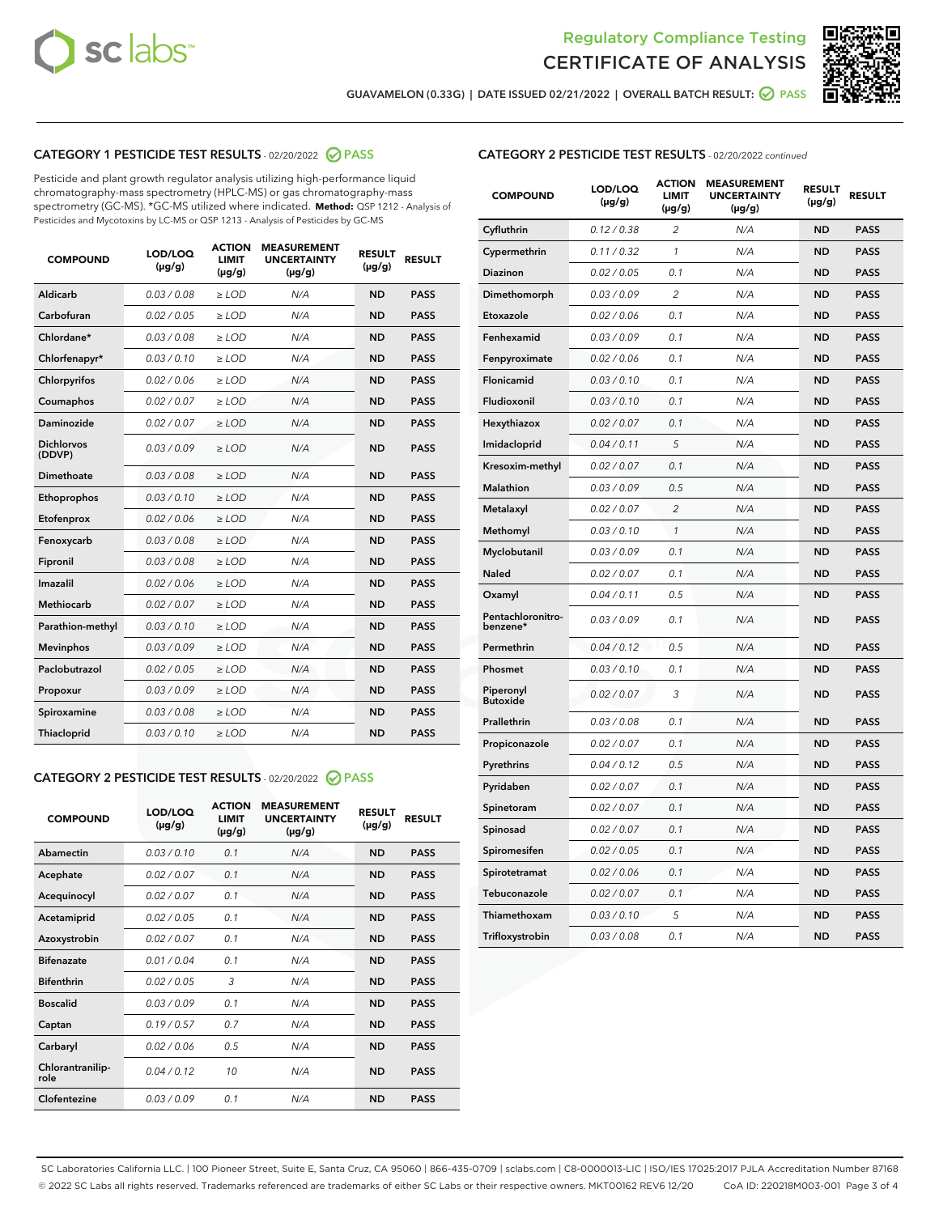GUAVAMELON (0.33G) | DATE ISSUED 02/21/2022 | OVERALL BATCH RESULT: PASS

## CATEGORY 1 PESTICIDE TEST RESULTS - 02/20/2022 PASS

Pesticide and plant growth regulator analysis utilizing high-performance liquid chromatography-mass spectrometry (HPLC-MS) or gas chromatography-mass spectrometry (GC-MS). *GC-MS utilized where indicated. **Method:** QSP 1212 - Analysis of Pesticides and Mycotoxins by LC-MS or QSP 1213 - Analysis of Pesticides by GC-MS

| COMPOUND | LOD/LOQ (µg/g) | ACTION LIMIT (µg/g) | MEASUREMENT UNCERTAINTY (µg/g) | RESULT (µg/g) | RESULT |
|---|---|---|---|---|---|
| Aldicarb | 0.03 / 0.08 | ≥ LOD | N/A | ND | PASS |
| Carbofuran | 0.02 / 0.05 | ≥ LOD | N/A | ND | PASS |
| Chlordane* | 0.03 / 0.08 | ≥ LOD | N/A | ND | PASS |
| Chlorfenapyr* | 0.03 / 0.10 | ≥ LOD | N/A | ND | PASS |
| Chlorpyrifos | 0.02 / 0.06 | ≥ LOD | N/A | ND | PASS |
| Coumaphos | 0.02 / 0.07 | ≥ LOD | N/A | ND | PASS |
| Daminozide | 0.02 / 0.07 | ≥ LOD | N/A | ND | PASS |
| Dichlorvos (DDVP) | 0.03 / 0.09 | ≥ LOD | N/A | ND | PASS |
| Dimethoate | 0.03 / 0.08 | ≥ LOD | N/A | ND | PASS |
| Ethoprophos | 0.03 / 0.10 | ≥ LOD | N/A | ND | PASS |
| Etofenprox | 0.02 / 0.06 | ≥ LOD | N/A | ND | PASS |
| Fenoxycarb | 0.03 / 0.08 | ≥ LOD | N/A | ND | PASS |
| Fipronil | 0.03 / 0.08 | ≥ LOD | N/A | ND | PASS |
| Imazalil | 0.02 / 0.06 | ≥ LOD | N/A | ND | PASS |
| Methiocarb | 0.02 / 0.07 | ≥ LOD | N/A | ND | PASS |
| Parathion-methyl | 0.03 / 0.10 | ≥ LOD | N/A | ND | PASS |
| Mevinphos | 0.03 / 0.09 | ≥ LOD | N/A | ND | PASS |
| Paclobutrazol | 0.02 / 0.05 | ≥ LOD | N/A | ND | PASS |
| Propoxur | 0.03 / 0.09 | ≥ LOD | N/A | ND | PASS |
| Spiroxamine | 0.03 / 0.08 | ≥ LOD | N/A | ND | PASS |
| Thiacloprid | 0.03 / 0.10 | ≥ LOD | N/A | ND | PASS |

## CATEGORY 2 PESTICIDE TEST RESULTS - 02/20/2022 PASS

| COMPOUND | LOD/LOQ (µg/g) | ACTION LIMIT (µg/g) | MEASUREMENT UNCERTAINTY (µg/g) | RESULT (µg/g) | RESULT |
|---|---|---|---|---|---|
| Abamectin | 0.03 / 0.10 | 0.1 | N/A | ND | PASS |
| Acephate | 0.02 / 0.07 | 0.1 | N/A | ND | PASS |
| Acequinocyl | 0.02 / 0.07 | 0.1 | N/A | ND | PASS |
| Acetamiprid | 0.02 / 0.05 | 0.1 | N/A | ND | PASS |
| Azoxystrobin | 0.02 / 0.07 | 0.1 | N/A | ND | PASS |
| Bifenazate | 0.01 / 0.04 | 0.1 | N/A | ND | PASS |
| Bifenthrin | 0.02 / 0.05 | 3 | N/A | ND | PASS |
| Boscalid | 0.03 / 0.09 | 0.1 | N/A | ND | PASS |
| Captan | 0.19 / 0.57 | 0.7 | N/A | ND | PASS |
| Carbaryl | 0.02 / 0.06 | 0.5 | N/A | ND | PASS |
| Chlorantraniliprole | 0.04 / 0.12 | 10 | N/A | ND | PASS |
| Clofentezine | 0.03 / 0.09 | 0.1 | N/A | ND | PASS |
| Cyfluthrin | 0.12 / 0.38 | 2 | N/A | ND | PASS |
| Cypermethrin | 0.11 / 0.32 | 1 | N/A | ND | PASS |
| Diazinon | 0.02 / 0.05 | 0.1 | N/A | ND | PASS |
| Dimethomorph | 0.03 / 0.09 | 2 | N/A | ND | PASS |
| Etoxazole | 0.02 / 0.06 | 0.1 | N/A | ND | PASS |
| Fenhexamid | 0.03 / 0.09 | 0.1 | N/A | ND | PASS |
| Fenpyroximate | 0.02 / 0.06 | 0.1 | N/A | ND | PASS |
| Flonicamid | 0.03 / 0.10 | 0.1 | N/A | ND | PASS |
| Fludioxonil | 0.03 / 0.10 | 0.1 | N/A | ND | PASS |
| Hexythiazox | 0.02 / 0.07 | 0.1 | N/A | ND | PASS |
| Imidacloprid | 0.04 / 0.11 | 5 | N/A | ND | PASS |
| Kresoxim-methyl | 0.02 / 0.07 | 0.1 | N/A | ND | PASS |
| Malathion | 0.03 / 0.09 | 0.5 | N/A | ND | PASS |
| Metalaxyl | 0.02 / 0.07 | 2 | N/A | ND | PASS |
| Methomyl | 0.03 / 0.10 | 1 | N/A | ND | PASS |
| Myclobutanil | 0.03 / 0.09 | 0.1 | N/A | ND | PASS |
| Naled | 0.02 / 0.07 | 0.1 | N/A | ND | PASS |
| Oxamyl | 0.04 / 0.11 | 0.5 | N/A | ND | PASS |
| Pentachloronitrobenzene* | 0.03 / 0.09 | 0.1 | N/A | ND | PASS |
| Permethrin | 0.04 / 0.12 | 0.5 | N/A | ND | PASS |
| Phosmet | 0.03 / 0.10 | 0.1 | N/A | ND | PASS |
| Piperonyl Butoxide | 0.02 / 0.07 | 3 | N/A | ND | PASS |
| Prallethrin | 0.03 / 0.08 | 0.1 | N/A | ND | PASS |
| Propiconazole | 0.02 / 0.07 | 0.1 | N/A | ND | PASS |
| Pyrethrins | 0.04 / 0.12 | 0.5 | N/A | ND | PASS |
| Pyridaben | 0.02 / 0.07 | 0.1 | N/A | ND | PASS |
| Spinetoram | 0.02 / 0.07 | 0.1 | N/A | ND | PASS |
| Spinosad | 0.02 / 0.07 | 0.1 | N/A | ND | PASS |
| Spiromesifen | 0.02 / 0.05 | 0.1 | N/A | ND | PASS |
| Spirotetramat | 0.02 / 0.06 | 0.1 | N/A | ND | PASS |
| Tebuconazole | 0.02 / 0.07 | 0.1 | N/A | ND | PASS |
| Thiamethoxam | 0.03 / 0.10 | 5 | N/A | ND | PASS |
| Trifloxystrobin | 0.03 / 0.08 | 0.1 | N/A | ND | PASS |

SC Laboratories California LLC. | 100 Pioneer Street, Suite E, Santa Cruz, CA 95060 | 866-435-0709 | sclabs.com | C8-0000013-LIC | ISO/IES 17025:2017 PJLA Accreditation Number 87168
© 2022 SC Labs all rights reserved. Trademarks referenced are trademarks of either SC Labs or their respective owners. MKT00162 REV6 12/20 CoA ID: 220218M003-001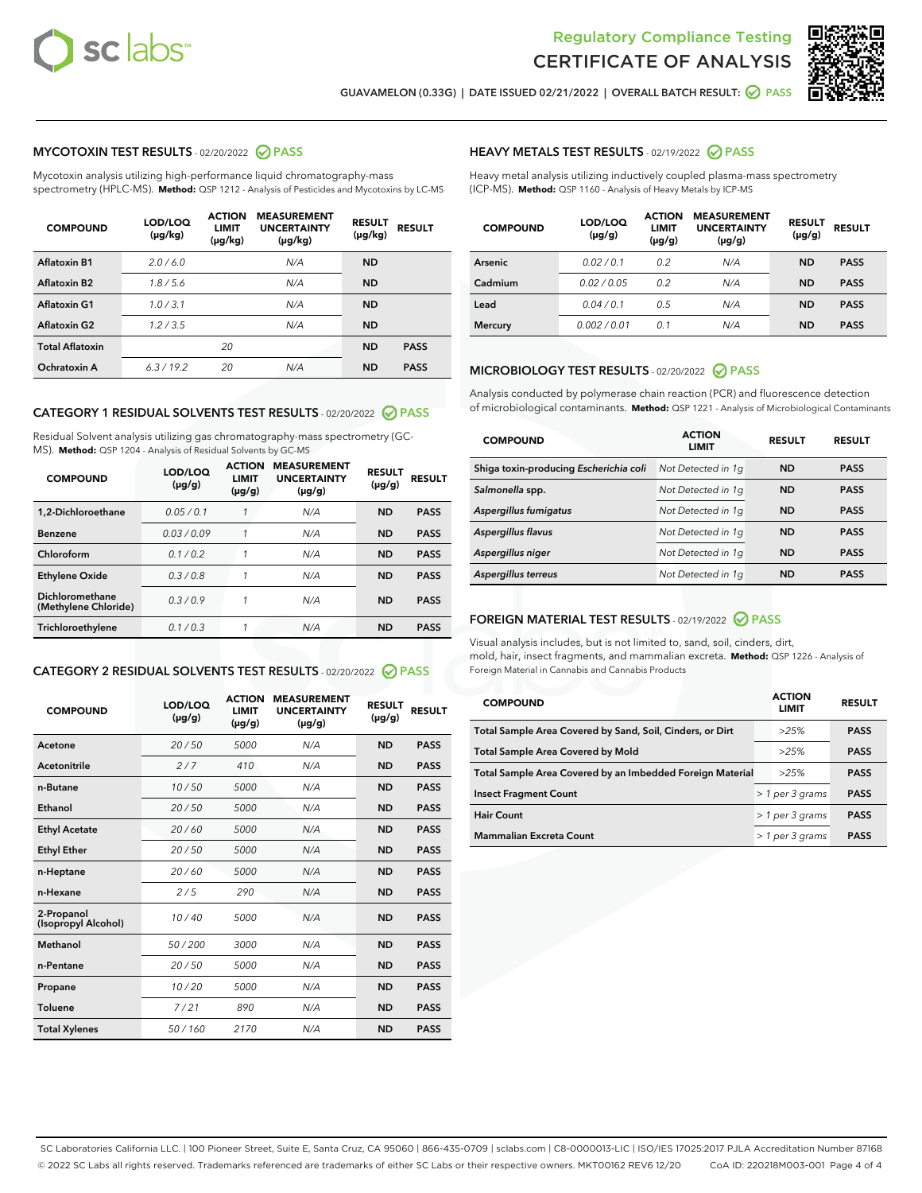Regulatory Compliance Testing
# CERTIFICATE OF ANALYSIS

GUAVAMELON (0.33G) | DATE ISSUED 02/21/2022 | OVERALL BATCH RESULT: PASS

## MYCOTOXIN TEST RESULTS - 02/20/2022 PASS

Mycotoxin analysis utilizing high-performance liquid chromatography-mass spectrometry (HPLC-MS). **Method:** QSP 1212 - Analysis of Pesticides and Mycotoxins by LC-MS

| COMPOUND | LOD/LOQ (µg/kg) | ACTION LIMIT (µg/kg) | MEASUREMENT UNCERTAINTY (µg/kg) | RESULT (µg/kg) | RESULT |
|---|---|---|---|---|---|
| Aflatoxin B1 | 2.0 / 6.0 | | N/A | ND | |
| Aflatoxin B2 | 1.8 / 5.6 | | N/A | ND | |
| Aflatoxin G1 | 1.0 / 3.1 | | N/A | ND | |
| Aflatoxin G2 | 1.2 / 3.5 | | N/A | ND | |
| Total Aflatoxin | | 20 | | ND | PASS |
| Ochratoxin A | 6.3 / 19.2 | 20 | N/A | ND | PASS |

## CATEGORY 1 RESIDUAL SOLVENTS TEST RESULTS - 02/20/2022 PASS

Residual Solvent analysis utilizing gas chromatography-mass spectrometry (GC-MS). **Method:** QSP 1204 - Analysis of Residual Solvents by GC-MS

| COMPOUND | LOD/LOQ (µg/g) | ACTION LIMIT (µg/g) | MEASUREMENT UNCERTAINTY (µg/g) | RESULT (µg/g) | RESULT |
|---|---|---|---|---|---|
| 1,2-Dichloroethane | 0.05 / 0.1 | 1 | N/A | ND | PASS |
| Benzene | 0.03 / 0.09 | 1 | N/A | ND | PASS |
| Chloroform | 0.1 / 0.2 | 1 | N/A | ND | PASS |
| Ethylene Oxide | 0.3 / 0.8 | 1 | N/A | ND | PASS |
| Dichloromethane (Methylene Chloride) | 0.3 / 0.9 | 1 | N/A | ND | PASS |
| Trichloroethylene | 0.1 / 0.3 | 1 | N/A | ND | PASS |

## CATEGORY 2 RESIDUAL SOLVENTS TEST RESULTS - 02/20/2022 PASS

| COMPOUND | LOD/LOQ (µg/g) | ACTION LIMIT (µg/g) | MEASUREMENT UNCERTAINTY (µg/g) | RESULT (µg/g) | RESULT |
|---|---|---|---|---|---|
| Acetone | 20 / 50 | 5000 | N/A | ND | PASS |
| Acetonitrile | 2 / 7 | 410 | N/A | ND | PASS |
| n-Butane | 10 / 50 | 5000 | N/A | ND | PASS |
| Ethanol | 20 / 50 | 5000 | N/A | ND | PASS |
| Ethyl Acetate | 20 / 60 | 5000 | N/A | ND | PASS |
| Ethyl Ether | 20 / 50 | 5000 | N/A | ND | PASS |
| n-Heptane | 20 / 60 | 5000 | N/A | ND | PASS |
| n-Hexane | 2 / 5 | 290 | N/A | ND | PASS |
| 2-Propanol (Isopropyl Alcohol) | 10 / 40 | 5000 | N/A | ND | PASS |
| Methanol | 50 / 200 | 3000 | N/A | ND | PASS |
| n-Pentane | 20 / 50 | 5000 | N/A | ND | PASS |
| Propane | 10 / 20 | 5000 | N/A | ND | PASS |
| Toluene | 7 / 21 | 890 | N/A | ND | PASS |
| Total Xylenes | 50 / 160 | 2170 | N/A | ND | PASS |

## HEAVY METALS TEST RESULTS - 02/19/2022 PASS

Heavy metal analysis utilizing inductively coupled plasma-mass spectrometry (ICP-MS). **Method:** QSP 1160 - Analysis of Heavy Metals by ICP-MS

| COMPOUND | LOD/LOQ (µg/g) | ACTION LIMIT (µg/g) | MEASUREMENT UNCERTAINTY (µg/g) | RESULT (µg/g) | RESULT |
|---|---|---|---|---|---|
| Arsenic | 0.02 / 0.1 | 0.2 | N/A | ND | PASS |
| Cadmium | 0.02 / 0.05 | 0.2 | N/A | ND | PASS |
| Lead | 0.04 / 0.1 | 0.5 | N/A | ND | PASS |
| Mercury | 0.002 / 0.01 | 0.1 | N/A | ND | PASS |

## MICROBIOLOGY TEST RESULTS - 02/20/2022 PASS

Analysis conducted by polymerase chain reaction (PCR) and fluorescence detection of microbiological contaminants. **Method:** QSP 1221 - Analysis of Microbiological Contaminants

| COMPOUND | ACTION LIMIT | RESULT | RESULT |
|---|---|---|---|
| Shiga toxin-producing *Escherichia coli* | Not Detected in 1g | ND | PASS |
| *Salmonella* spp. | Not Detected in 1g | ND | PASS |
| *Aspergillus fumigatus* | Not Detected in 1g | ND | PASS |
| *Aspergillus flavus* | Not Detected in 1g | ND | PASS |
| *Aspergillus niger* | Not Detected in 1g | ND | PASS |
| *Aspergillus terreus* | Not Detected in 1g | ND | PASS |

## FOREIGN MATERIAL TEST RESULTS - 02/19/2022 PASS

Visual analysis includes, but is not limited to, sand, soil, cinders, dirt, mold, hair, insect fragments, and mammalian excreta. **Method:** QSP 1226 - Analysis of Foreign Material in Cannabis and Cannabis Products

| COMPOUND | ACTION LIMIT | RESULT |
|---|---|---|
| Total Sample Area Covered by Sand, Soil, Cinders, or Dirt | >25% | PASS |
| Total Sample Area Covered by Mold | >25% | PASS |
| Total Sample Area Covered by an Imbedded Foreign Material | >25% | PASS |
| Insect Fragment Count | > 1 per 3 grams | PASS |
| Hair Count | > 1 per 3 grams | PASS |
| Mammalian Excreta Count | > 1 per 3 grams | PASS |

SC Laboratories California LLC. | 100 Pioneer Street, Suite E, Santa Cruz, CA 95060 | 866-435-0709 | sclabs.com | C8-0000013-LIC | ISO/IES 17025:2017 PJLA Accreditation Number 87168
© 2022 SC Labs all rights reserved. Trademarks referenced are trademarks of either SC Labs or their respective owners. MKT00162 REV6 12/20 CoA ID: 220218M003-001